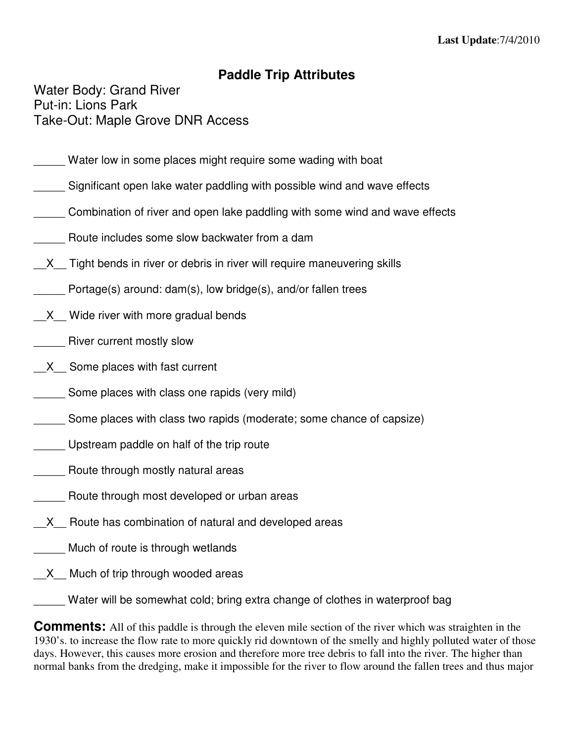Last Update:7/4/2010

# Paddle Trip Attributes

Water Body: Grand River
Put-in: Lions Park
Take-Out: Maple Grove DNR Access

_____ Water low in some places might require some wading with boat

_____ Significant open lake water paddling with possible wind and wave effects

_____ Combination of river and open lake paddling with some wind and wave effects

_____ Route includes some slow backwater from a dam

\_\_X\_\_ Tight bends in river or debris in river will require maneuvering skills

_____ Portage(s) around: dam(s), low bridge(s), and/or fallen trees

\_\_X\_\_ Wide river with more gradual bends

_____ River current mostly slow

\_\_X\_\_ Some places with fast current

_____ Some places with class one rapids (very mild)

_____ Some places with class two rapids (moderate; some chance of capsize)

_____ Upstream paddle on half of the trip route

_____ Route through mostly natural areas

_____ Route through most developed or urban areas

\_\_X\_\_ Route has combination of natural and developed areas

_____ Much of route is through wetlands

\_\_X\_\_ Much of trip through wooded areas

_____ Water will be somewhat cold; bring extra change of clothes in waterproof bag

**Comments:** All of this paddle is through the eleven mile section of the river which was straighten in the 1930's. to increase the flow rate to more quickly rid downtown of the smelly and highly polluted water of those days. However, this causes more erosion and therefore more tree debris to fall into the river. The higher than normal banks from the dredging, make it impossible for the river to flow around the fallen trees and thus major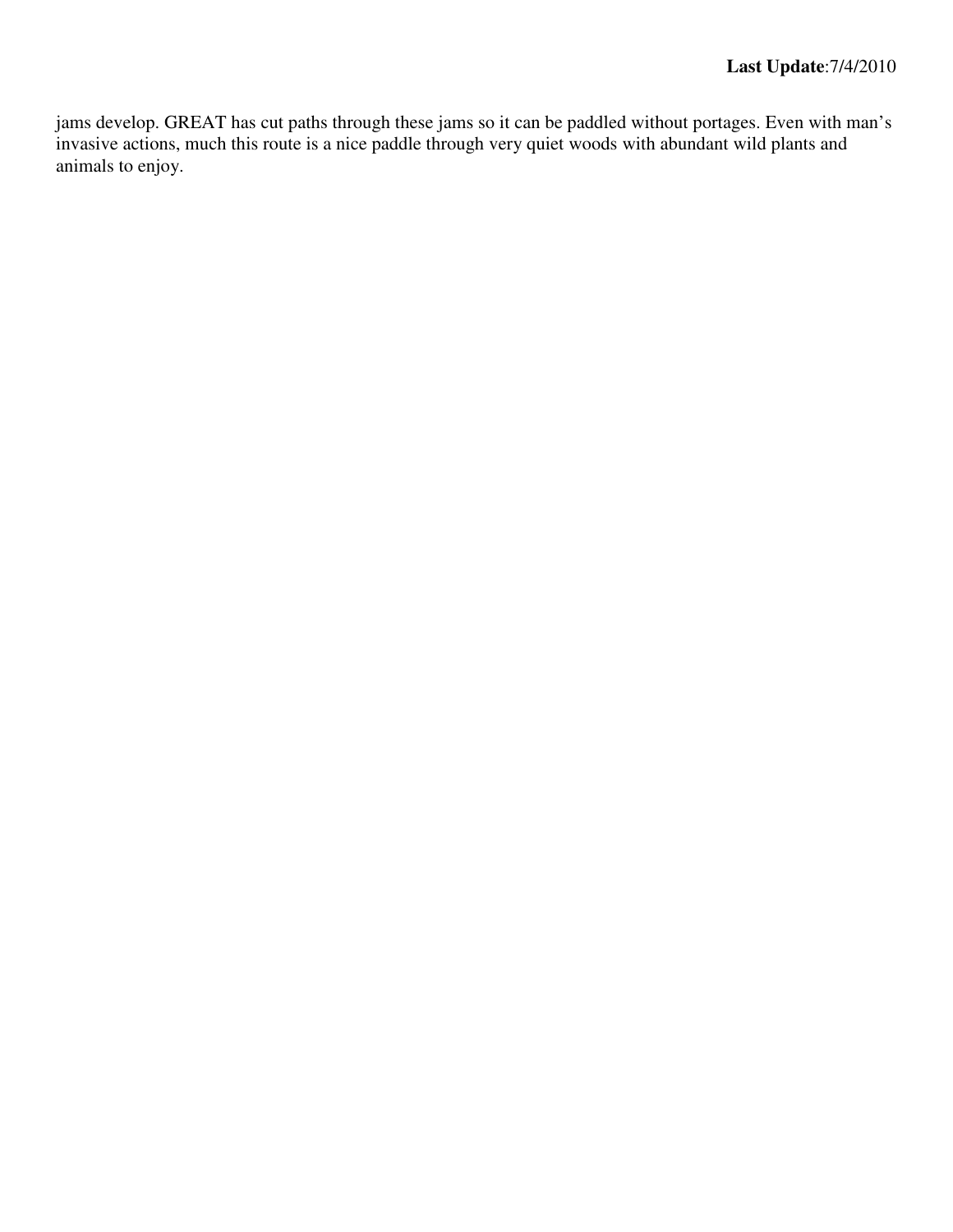jams develop. GREAT has cut paths through these jams so it can be paddled without portages. Even with man's invasive actions, much this route is a nice paddle through very quiet woods with abundant wild plants and animals to enjoy.